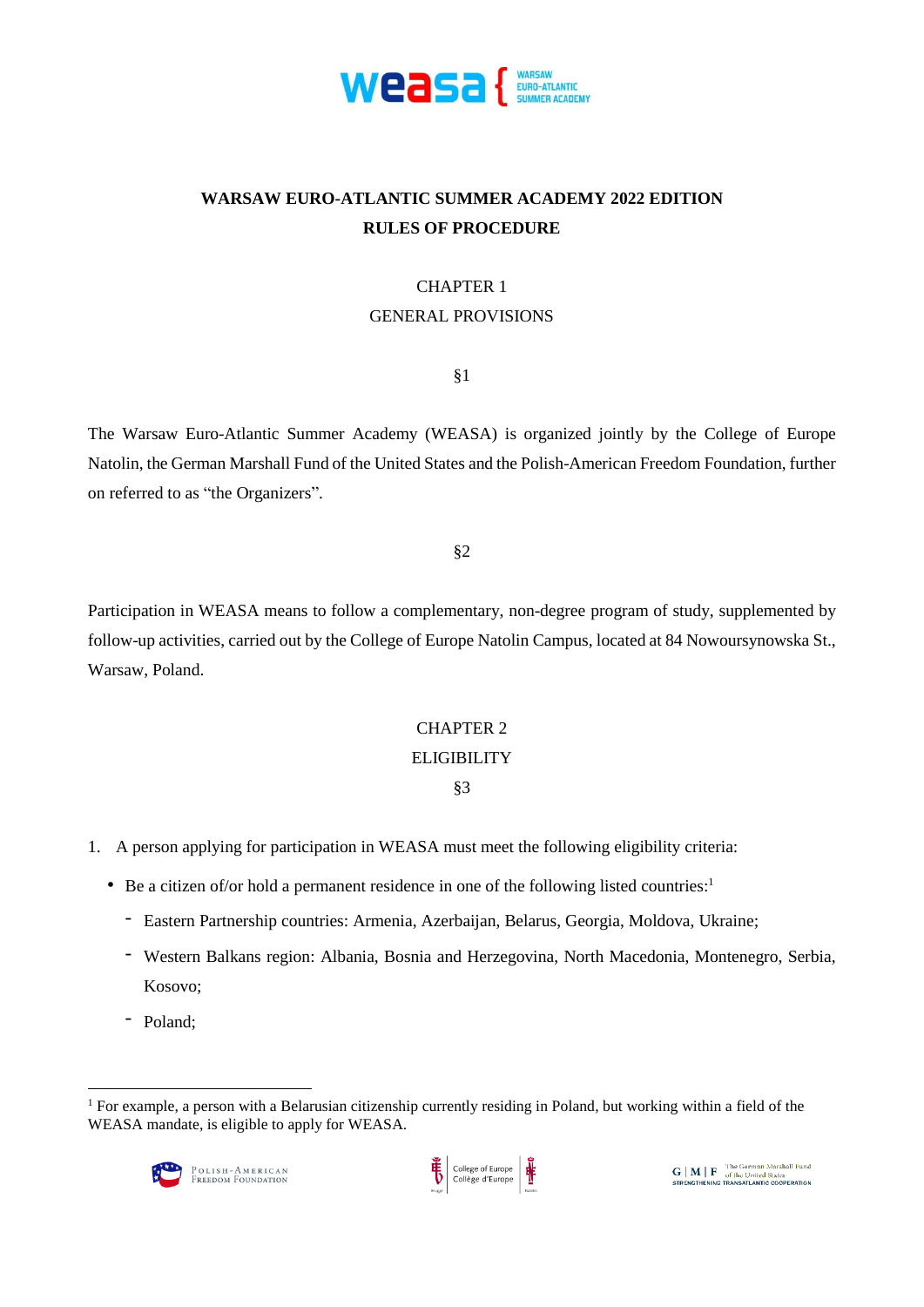# WARSAW EURO-ATLANTIC SUMMER ACADEMY 2022 EDITION
# RULES OF PROCEDURE

## CHAPTER 1
## GENERAL PROVISIONS

§1

The Warsaw Euro-Atlantic Summer Academy (WEASA) is organized jointly by the College of Europe Natolin, the German Marshall Fund of the United States and the Polish-American Freedom Foundation, further on referred to as "the Organizers".

§2

Participation in WEASA means to follow a complementary, non-degree program of study, supplemented by follow-up activities, carried out by the College of Europe Natolin Campus, located at 84 Nowoursynowska St., Warsaw, Poland.

## CHAPTER 2
## ELIGIBILITY

§3

1. A person applying for participation in WEASA must meet the following eligibility criteria:
   - Be a citizen of/or hold a permanent residence in one of the following listed countries:[1]
     - Eastern Partnership countries: Armenia, Azerbaijan, Belarus, Georgia, Moldova, Ukraine;
     - Western Balkans region: Albania, Bosnia and Herzegovina, North Macedonia, Montenegro, Serbia, Kosovo;
     - Poland;

[1] For example, a person with a Belarusian citizenship currently residing in Poland, but working within a field of the WEASA mandate, is eligible to apply for WEASA.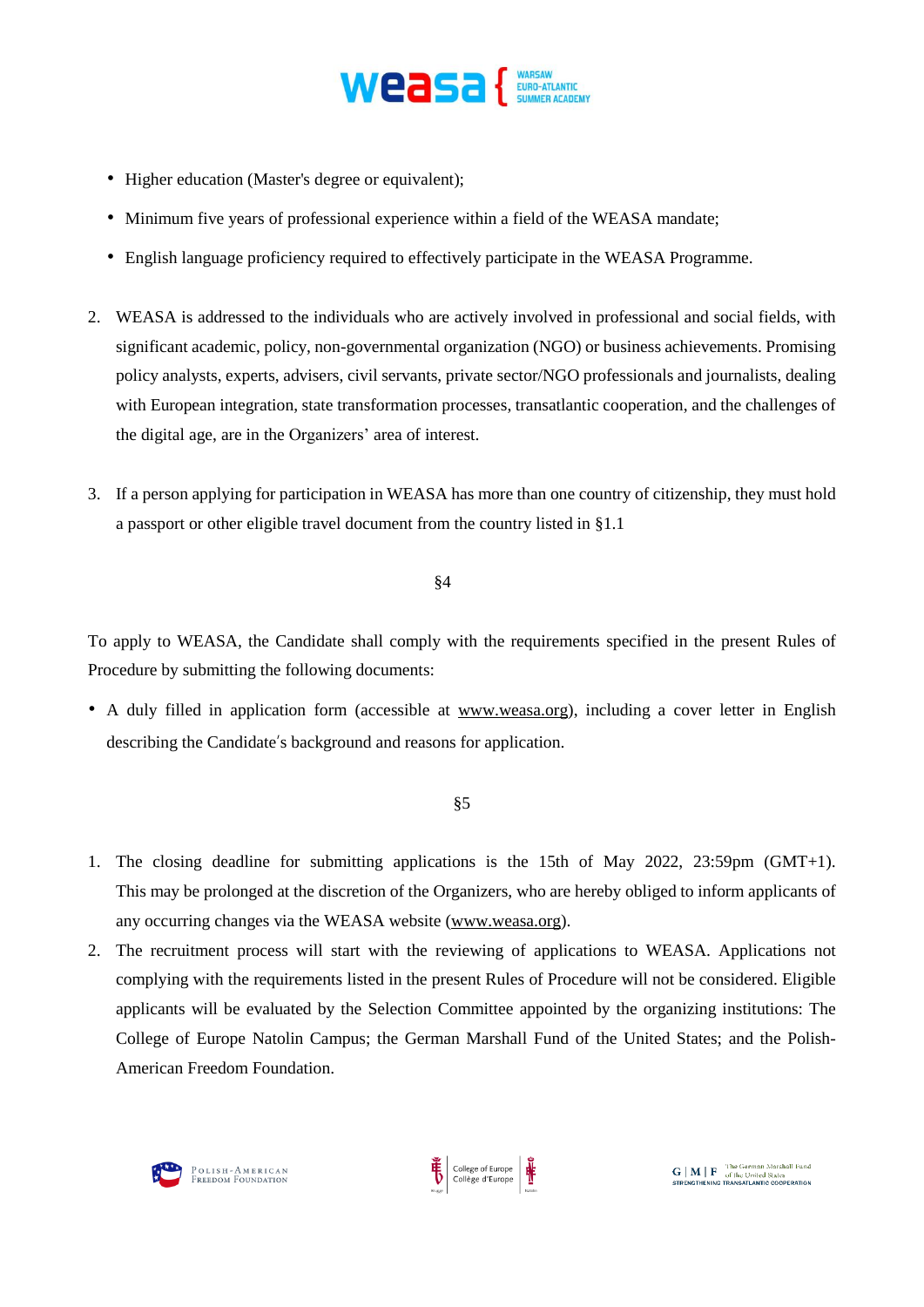- Higher education (Master's degree or equivalent);
- Minimum five years of professional experience within a field of the WEASA mandate;
- English language proficiency required to effectively participate in the WEASA Programme.

2. WEASA is addressed to the individuals who are actively involved in professional and social fields, with significant academic, policy, non-governmental organization (NGO) or business achievements. Promising policy analysts, experts, advisers, civil servants, private sector/NGO professionals and journalists, dealing with European integration, state transformation processes, transatlantic cooperation, and the challenges of the digital age, are in the Organizers' area of interest.

3. If a person applying for participation in WEASA has more than one country of citizenship, they must hold a passport or other eligible travel document from the country listed in §1.1

§4

To apply to WEASA, the Candidate shall comply with the requirements specified in the present Rules of Procedure by submitting the following documents:

- A duly filled in application form (accessible at www.weasa.org), including a cover letter in English describing the Candidate's background and reasons for application.

§5

1. The closing deadline for submitting applications is the 15th of May 2022, 23:59pm (GMT+1). This may be prolonged at the discretion of the Organizers, who are hereby obliged to inform applicants of any occurring changes via the WEASA website (www.weasa.org).
2. The recruitment process will start with the reviewing of applications to WEASA. Applications not complying with the requirements listed in the present Rules of Procedure will not be considered. Eligible applicants will be evaluated by the Selection Committee appointed by the organizing institutions: The College of Europe Natolin Campus; the German Marshall Fund of the United States; and the Polish-American Freedom Foundation.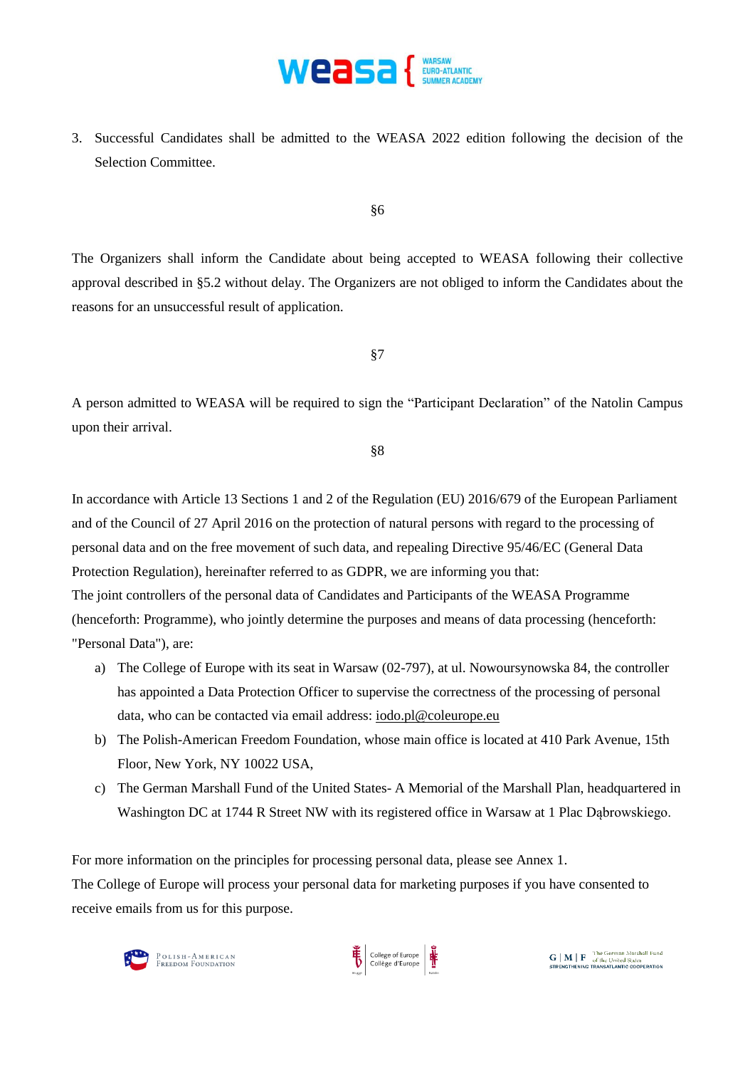3. Successful Candidates shall be admitted to the WEASA 2022 edition following the decision of the Selection Committee.

§6

The Organizers shall inform the Candidate about being accepted to WEASA following their collective approval described in §5.2 without delay. The Organizers are not obliged to inform the Candidates about the reasons for an unsuccessful result of application.

§7

A person admitted to WEASA will be required to sign the "Participant Declaration" of the Natolin Campus upon their arrival.

§8

In accordance with Article 13 Sections 1 and 2 of the Regulation (EU) 2016/679 of the European Parliament and of the Council of 27 April 2016 on the protection of natural persons with regard to the processing of personal data and on the free movement of such data, and repealing Directive 95/46/EC (General Data Protection Regulation), hereinafter referred to as GDPR, we are informing you that:

The joint controllers of the personal data of Candidates and Participants of the WEASA Programme (henceforth: Programme), who jointly determine the purposes and means of data processing (henceforth: "Personal Data"), are:

a) The College of Europe with its seat in Warsaw (02-797), at ul. Nowoursynowska 84, the controller has appointed a Data Protection Officer to supervise the correctness of the processing of personal data, who can be contacted via email address: iodo.pl@coleurope.eu
b) The Polish-American Freedom Foundation, whose main office is located at 410 Park Avenue, 15th Floor, New York, NY 10022 USA,
c) The German Marshall Fund of the United States- A Memorial of the Marshall Plan, headquartered in Washington DC at 1744 R Street NW with its registered office in Warsaw at 1 Plac Dąbrowskiego.

For more information on the principles for processing personal data, please see Annex 1.

The College of Europe will process your personal data for marketing purposes if you have consented to receive emails from us for this purpose.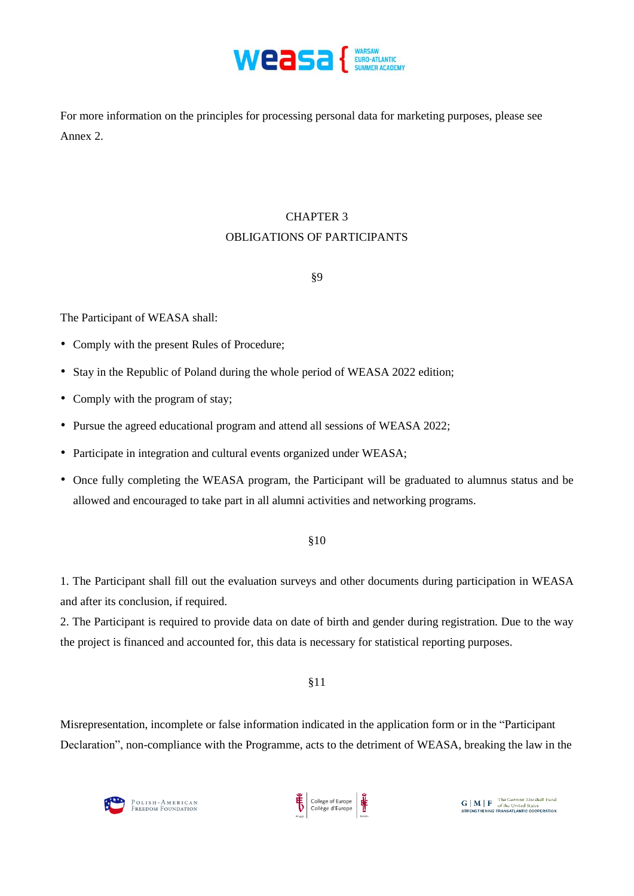For more information on the principles for processing personal data for marketing purposes, please see Annex 2.

## CHAPTER 3
## OBLIGATIONS OF PARTICIPANTS

### §9

The Participant of WEASA shall:

- Comply with the present Rules of Procedure;
- Stay in the Republic of Poland during the whole period of WEASA 2022 edition;
- Comply with the program of stay;
- Pursue the agreed educational program and attend all sessions of WEASA 2022;
- Participate in integration and cultural events organized under WEASA;
- Once fully completing the WEASA program, the Participant will be graduated to alumnus status and be allowed and encouraged to take part in all alumni activities and networking programs.

### §10

1. The Participant shall fill out the evaluation surveys and other documents during participation in WEASA and after its conclusion, if required.
2. The Participant is required to provide data on date of birth and gender during registration. Due to the way the project is financed and accounted for, this data is necessary for statistical reporting purposes.

### §11

Misrepresentation, incomplete or false information indicated in the application form or in the "Participant Declaration", non-compliance with the Programme, acts to the detriment of WEASA, breaking the law in the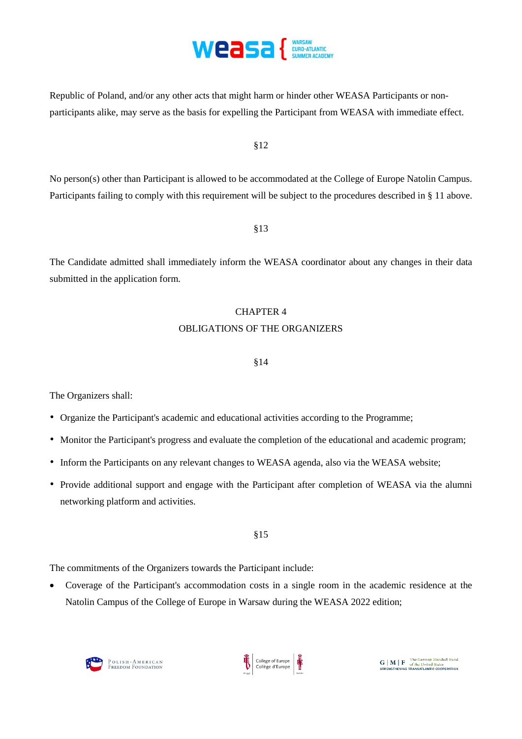Republic of Poland, and/or any other acts that might harm or hinder other WEASA Participants or non-participants alike, may serve as the basis for expelling the Participant from WEASA with immediate effect.

§12

No person(s) other than Participant is allowed to be accommodated at the College of Europe Natolin Campus. Participants failing to comply with this requirement will be subject to the procedures described in § 11 above.

§13

The Candidate admitted shall immediately inform the WEASA coordinator about any changes in their data submitted in the application form.

## CHAPTER 4
## OBLIGATIONS OF THE ORGANIZERS

§14

The Organizers shall:

- Organize the Participant's academic and educational activities according to the Programme;
- Monitor the Participant's progress and evaluate the completion of the educational and academic program;
- Inform the Participants on any relevant changes to WEASA agenda, also via the WEASA website;
- Provide additional support and engage with the Participant after completion of WEASA via the alumni networking platform and activities.

§15

The commitments of the Organizers towards the Participant include:

- Coverage of the Participant's accommodation costs in a single room in the academic residence at the Natolin Campus of the College of Europe in Warsaw during the WEASA 2022 edition;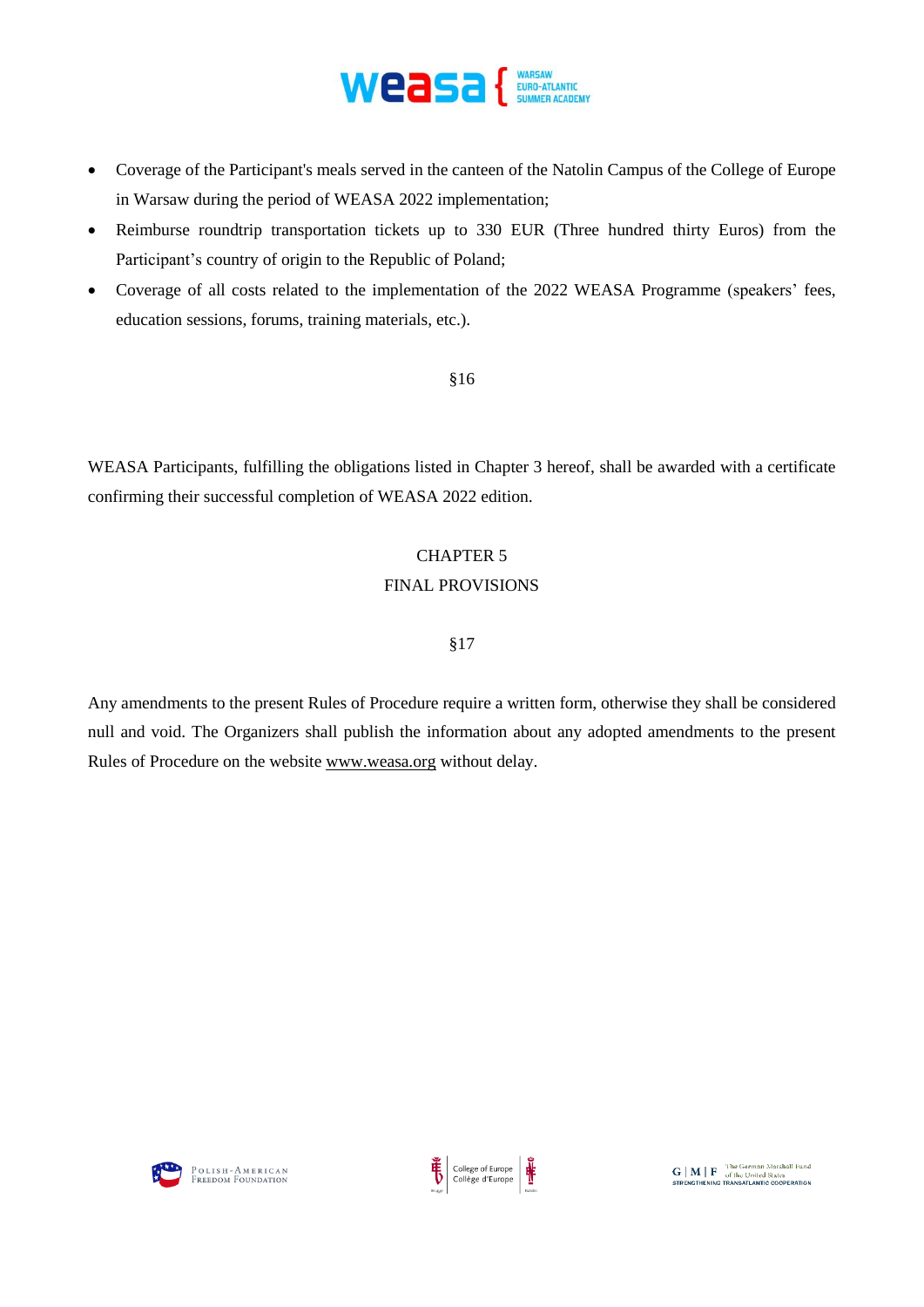- Coverage of the Participant's meals served in the canteen of the Natolin Campus of the College of Europe in Warsaw during the period of WEASA 2022 implementation;
- Reimburse roundtrip transportation tickets up to 330 EUR (Three hundred thirty Euros) from the Participant's country of origin to the Republic of Poland;
- Coverage of all costs related to the implementation of the 2022 WEASA Programme (speakers' fees, education sessions, forums, training materials, etc.).

§16

WEASA Participants, fulfilling the obligations listed in Chapter 3 hereof, shall be awarded with a certificate confirming their successful completion of WEASA 2022 edition.

## CHAPTER 5
## FINAL PROVISIONS

§17

Any amendments to the present Rules of Procedure require a written form, otherwise they shall be considered null and void. The Organizers shall publish the information about any adopted amendments to the present Rules of Procedure on the website www.weasa.org without delay.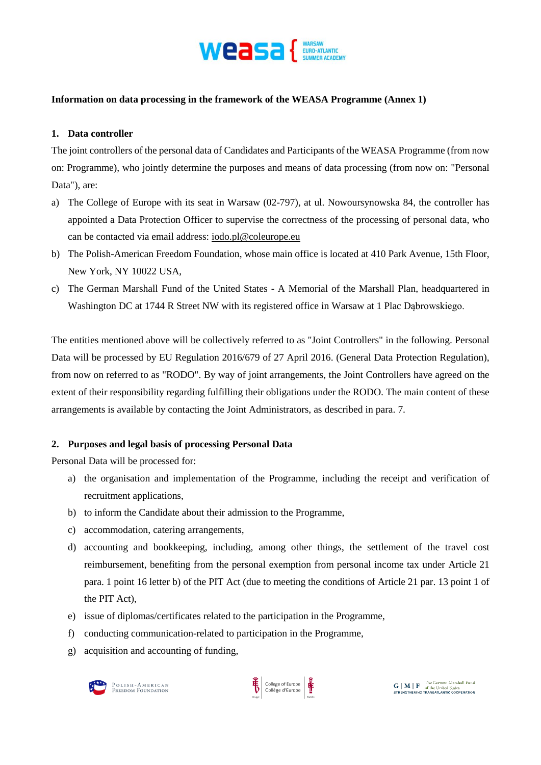**Information on data processing in the framework of the WEASA Programme (Annex 1)**

## 1. Data controller

The joint controllers of the personal data of Candidates and Participants of the WEASA Programme (from now on: Programme), who jointly determine the purposes and means of data processing (from now on: "Personal Data"), are:

a) The College of Europe with its seat in Warsaw (02-797), at ul. Nowoursynowska 84, the controller has appointed a Data Protection Officer to supervise the correctness of the processing of personal data, who can be contacted via email address: iodo.pl@coleurope.eu

b) The Polish-American Freedom Foundation, whose main office is located at 410 Park Avenue, 15th Floor, New York, NY 10022 USA,

c) The German Marshall Fund of the United States - A Memorial of the Marshall Plan, headquartered in Washington DC at 1744 R Street NW with its registered office in Warsaw at 1 Plac Dąbrowskiego.

The entities mentioned above will be collectively referred to as "Joint Controllers" in the following. Personal Data will be processed by EU Regulation 2016/679 of 27 April 2016. (General Data Protection Regulation), from now on referred to as "RODO". By way of joint arrangements, the Joint Controllers have agreed on the extent of their responsibility regarding fulfilling their obligations under the RODO. The main content of these arrangements is available by contacting the Joint Administrators, as described in para. 7.

## 2. Purposes and legal basis of processing Personal Data

Personal Data will be processed for:

a) the organisation and implementation of the Programme, including the receipt and verification of recruitment applications,

b) to inform the Candidate about their admission to the Programme,

c) accommodation, catering arrangements,

d) accounting and bookkeeping, including, among other things, the settlement of the travel cost reimbursement, benefiting from the personal exemption from personal income tax under Article 21 para. 1 point 16 letter b) of the PIT Act (due to meeting the conditions of Article 21 par. 13 point 1 of the PIT Act),

e) issue of diplomas/certificates related to the participation in the Programme,

f) conducting communication-related to participation in the Programme,

g) acquisition and accounting of funding,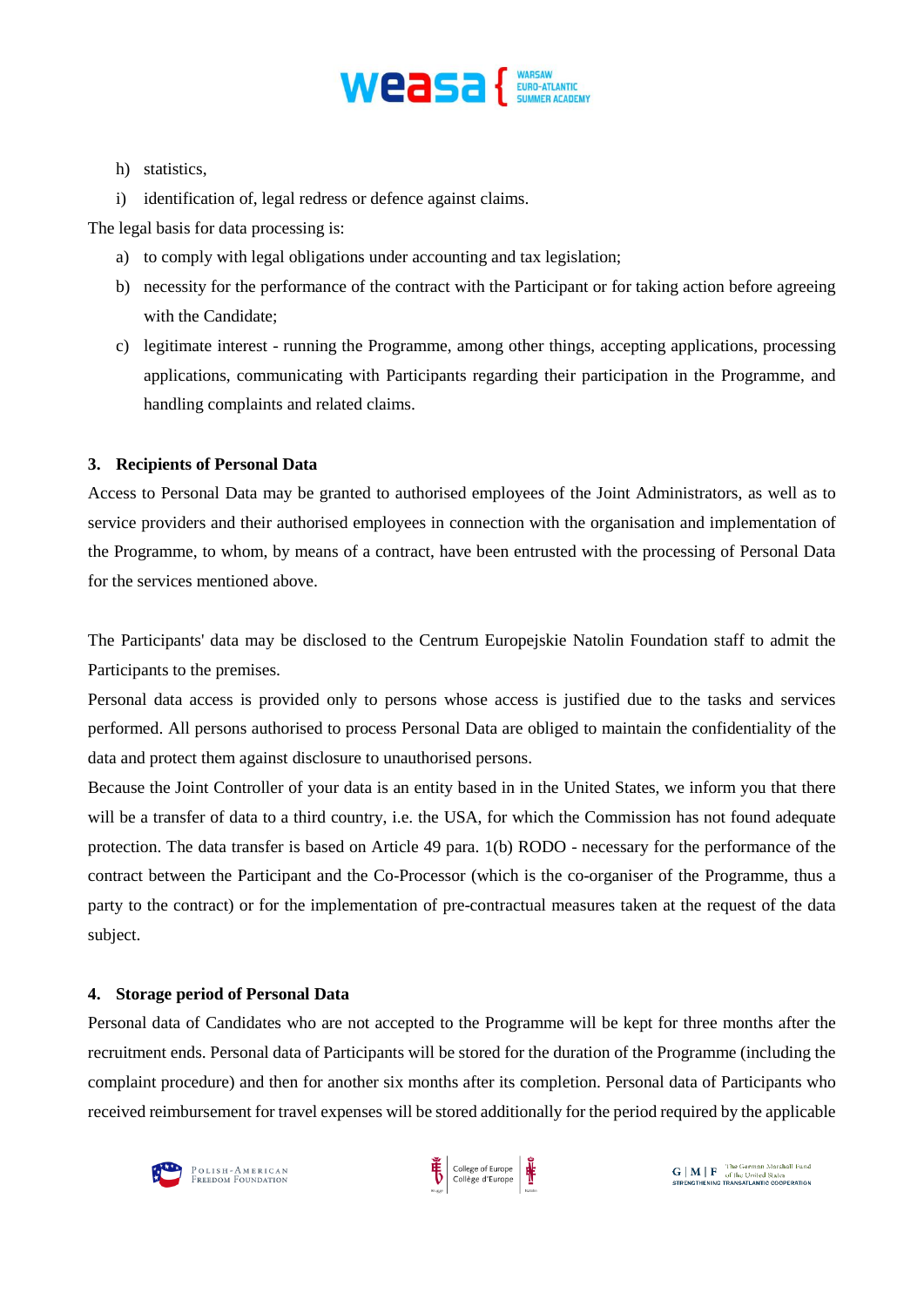h) statistics,
i) identification of, legal redress or defence against claims.

The legal basis for data processing is:

a) to comply with legal obligations under accounting and tax legislation;
b) necessity for the performance of the contract with the Participant or for taking action before agreeing with the Candidate;
c) legitimate interest - running the Programme, among other things, accepting applications, processing applications, communicating with Participants regarding their participation in the Programme, and handling complaints and related claims.

### 3. Recipients of Personal Data

Access to Personal Data may be granted to authorised employees of the Joint Administrators, as well as to service providers and their authorised employees in connection with the organisation and implementation of the Programme, to whom, by means of a contract, have been entrusted with the processing of Personal Data for the services mentioned above.

The Participants' data may be disclosed to the Centrum Europejskie Natolin Foundation staff to admit the Participants to the premises.

Personal data access is provided only to persons whose access is justified due to the tasks and services performed. All persons authorised to process Personal Data are obliged to maintain the confidentiality of the data and protect them against disclosure to unauthorised persons.

Because the Joint Controller of your data is an entity based in in the United States, we inform you that there will be a transfer of data to a third country, i.e. the USA, for which the Commission has not found adequate protection. The data transfer is based on Article 49 para. 1(b) RODO - necessary for the performance of the contract between the Participant and the Co-Processor (which is the co-organiser of the Programme, thus a party to the contract) or for the implementation of pre-contractual measures taken at the request of the data subject.

### 4. Storage period of Personal Data

Personal data of Candidates who are not accepted to the Programme will be kept for three months after the recruitment ends. Personal data of Participants will be stored for the duration of the Programme (including the complaint procedure) and then for another six months after its completion. Personal data of Participants who received reimbursement for travel expenses will be stored additionally for the period required by the applicable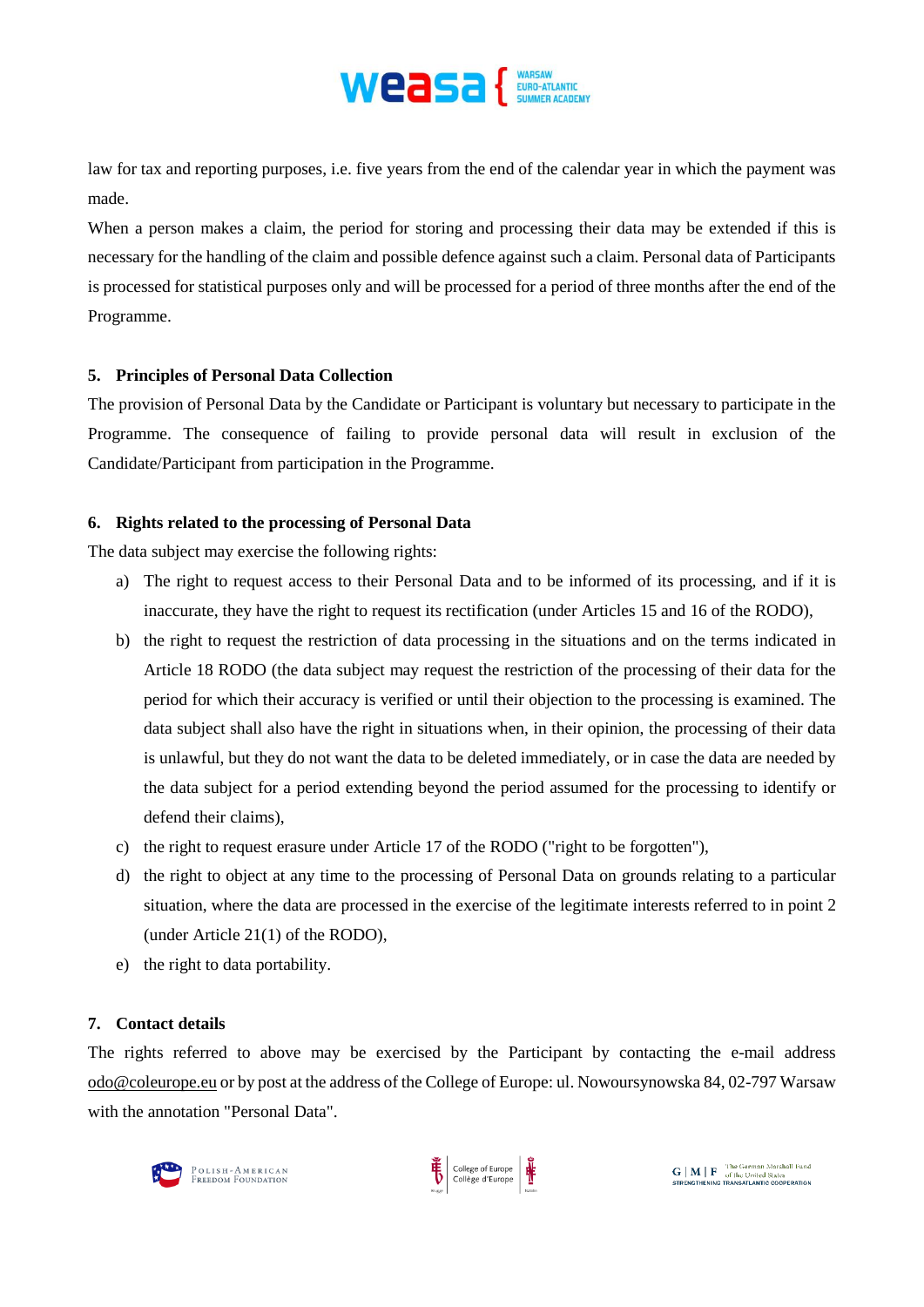law for tax and reporting purposes, i.e. five years from the end of the calendar year in which the payment was made.

When a person makes a claim, the period for storing and processing their data may be extended if this is necessary for the handling of the claim and possible defence against such a claim. Personal data of Participants is processed for statistical purposes only and will be processed for a period of three months after the end of the Programme.

### 5. Principles of Personal Data Collection

The provision of Personal Data by the Candidate or Participant is voluntary but necessary to participate in the Programme. The consequence of failing to provide personal data will result in exclusion of the Candidate/Participant from participation in the Programme.

### 6. Rights related to the processing of Personal Data

The data subject may exercise the following rights:

a) The right to request access to their Personal Data and to be informed of its processing, and if it is inaccurate, they have the right to request its rectification (under Articles 15 and 16 of the RODO),

b) the right to request the restriction of data processing in the situations and on the terms indicated in Article 18 RODO (the data subject may request the restriction of the processing of their data for the period for which their accuracy is verified or until their objection to the processing is examined. The data subject shall also have the right in situations when, in their opinion, the processing of their data is unlawful, but they do not want the data to be deleted immediately, or in case the data are needed by the data subject for a period extending beyond the period assumed for the processing to identify or defend their claims),

c) the right to request erasure under Article 17 of the RODO ("right to be forgotten"),

d) the right to object at any time to the processing of Personal Data on grounds relating to a particular situation, where the data are processed in the exercise of the legitimate interests referred to in point 2 (under Article 21(1) of the RODO),

e) the right to data portability.

### 7. Contact details

The rights referred to above may be exercised by the Participant by contacting the e-mail address odo@coleurope.eu or by post at the address of the College of Europe: ul. Nowoursynowska 84, 02-797 Warsaw with the annotation "Personal Data".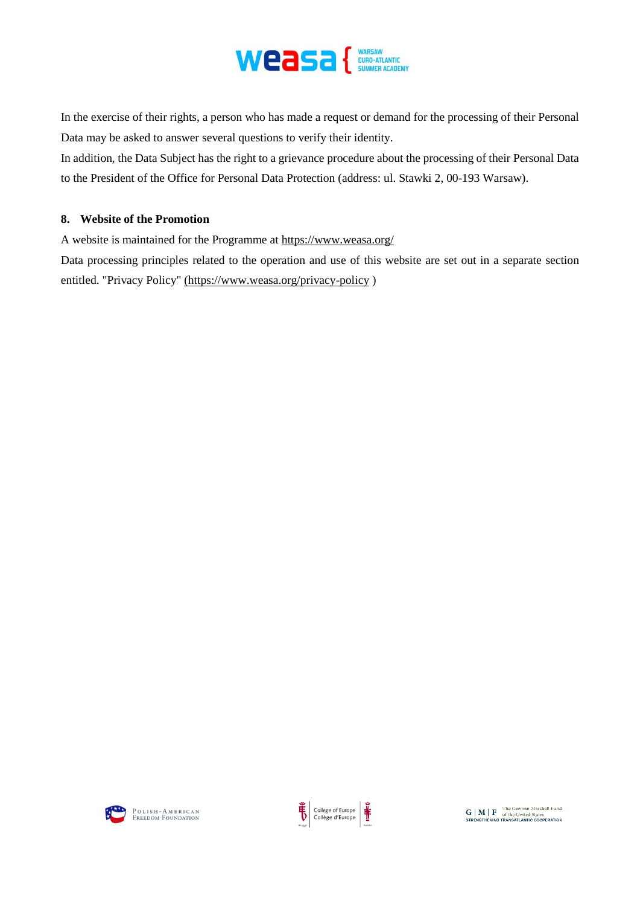In the exercise of their rights, a person who has made a request or demand for the processing of their Personal Data may be asked to answer several questions to verify their identity.

In addition, the Data Subject has the right to a grievance procedure about the processing of their Personal Data to the President of the Office for Personal Data Protection (address: ul. Stawki 2, 00-193 Warsaw).

## 8. Website of the Promotion

A website is maintained for the Programme at https://www.weasa.org/

Data processing principles related to the operation and use of this website are set out in a separate section entitled. "Privacy Policy" (https://www.weasa.org/privacy-policy )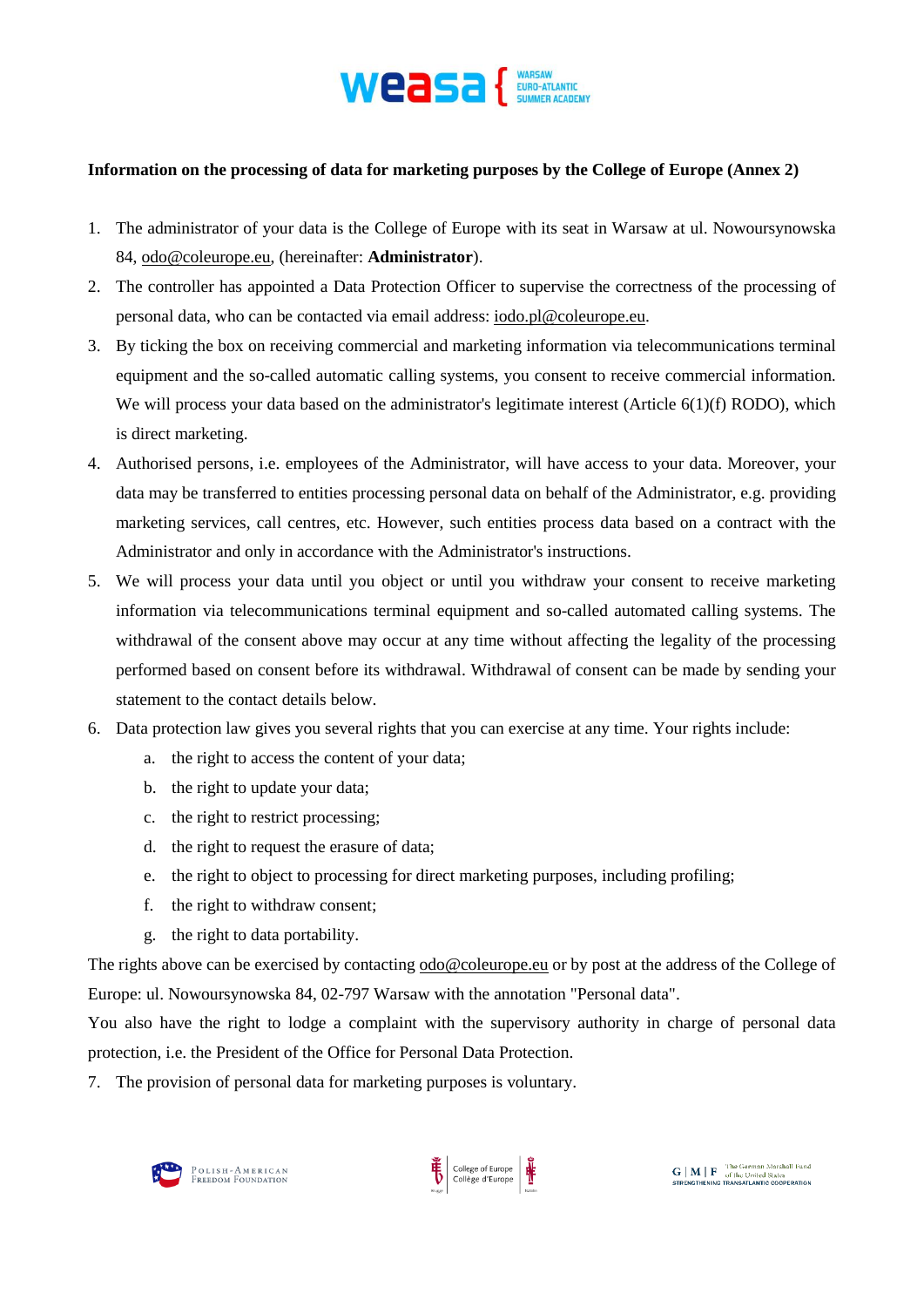**Information on the processing of data for marketing purposes by the College of Europe (Annex 2)**

1. The administrator of your data is the College of Europe with its seat in Warsaw at ul. Nowoursynowska 84, odo@coleurope.eu, (hereinafter: **Administrator**).
2. The controller has appointed a Data Protection Officer to supervise the correctness of the processing of personal data, who can be contacted via email address: iodo.pl@coleurope.eu.
3. By ticking the box on receiving commercial and marketing information via telecommunications terminal equipment and the so-called automatic calling systems, you consent to receive commercial information. We will process your data based on the administrator's legitimate interest (Article 6(1)(f) RODO), which is direct marketing.
4. Authorised persons, i.e. employees of the Administrator, will have access to your data. Moreover, your data may be transferred to entities processing personal data on behalf of the Administrator, e.g. providing marketing services, call centres, etc. However, such entities process data based on a contract with the Administrator and only in accordance with the Administrator's instructions.
5. We will process your data until you object or until you withdraw your consent to receive marketing information via telecommunications terminal equipment and so-called automated calling systems. The withdrawal of the consent above may occur at any time without affecting the legality of the processing performed based on consent before its withdrawal. Withdrawal of consent can be made by sending your statement to the contact details below.
6. Data protection law gives you several rights that you can exercise at any time. Your rights include:
   a. the right to access the content of your data;
   b. the right to update your data;
   c. the right to restrict processing;
   d. the right to request the erasure of data;
   e. the right to object to processing for direct marketing purposes, including profiling;
   f. the right to withdraw consent;
   g. the right to data portability.

The rights above can be exercised by contacting odo@coleurope.eu or by post at the address of the College of Europe: ul. Nowoursynowska 84, 02-797 Warsaw with the annotation "Personal data".

You also have the right to lodge a complaint with the supervisory authority in charge of personal data protection, i.e. the President of the Office for Personal Data Protection.

7. The provision of personal data for marketing purposes is voluntary.